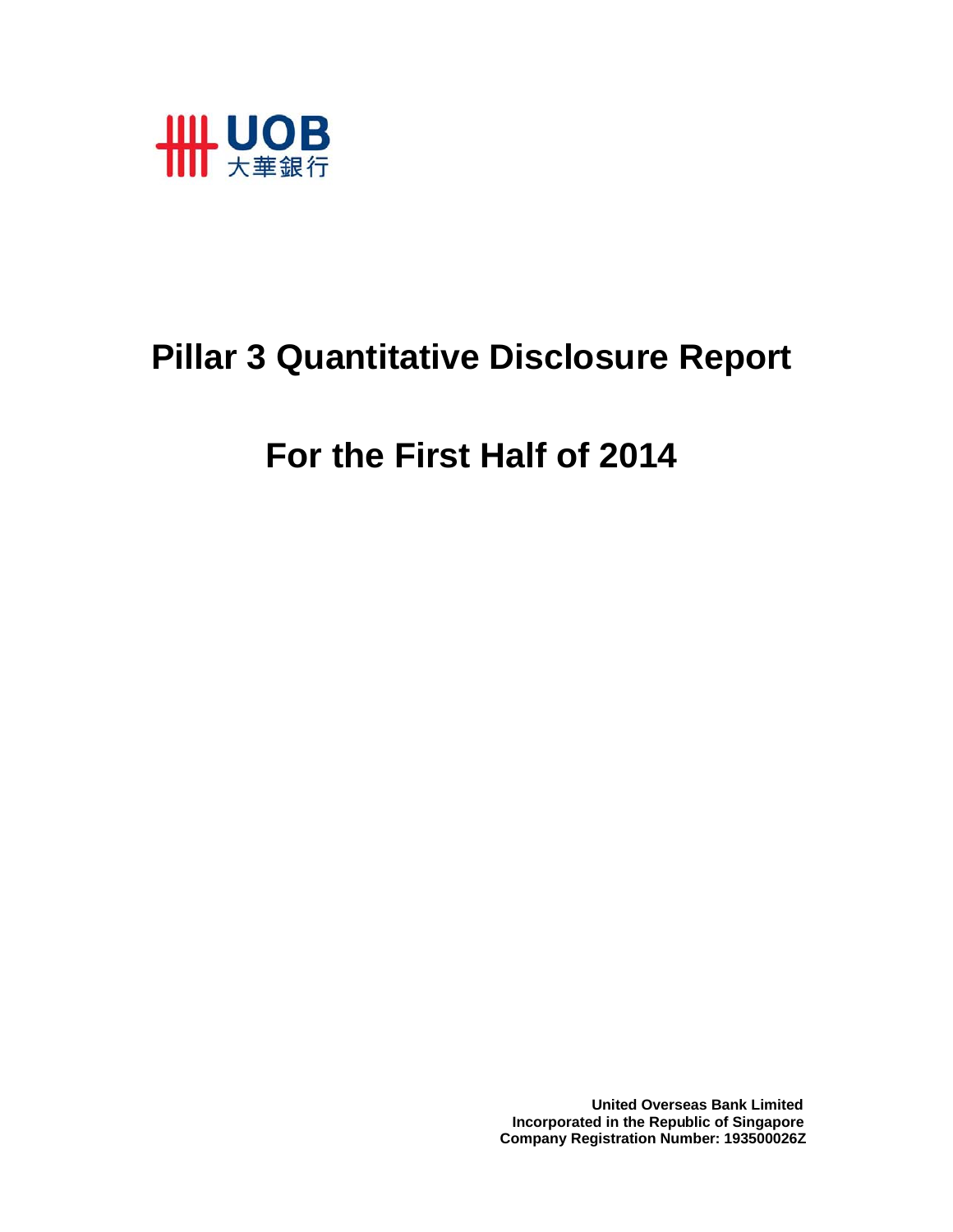UOB 大華銀行

# Pillar 3 Quantitative Disclosure Report

# For the First Half of 2014

**United Overseas Bank Limited**
**Incorporated in the Republic of Singapore**
**Company Registration Number: 193500026Z**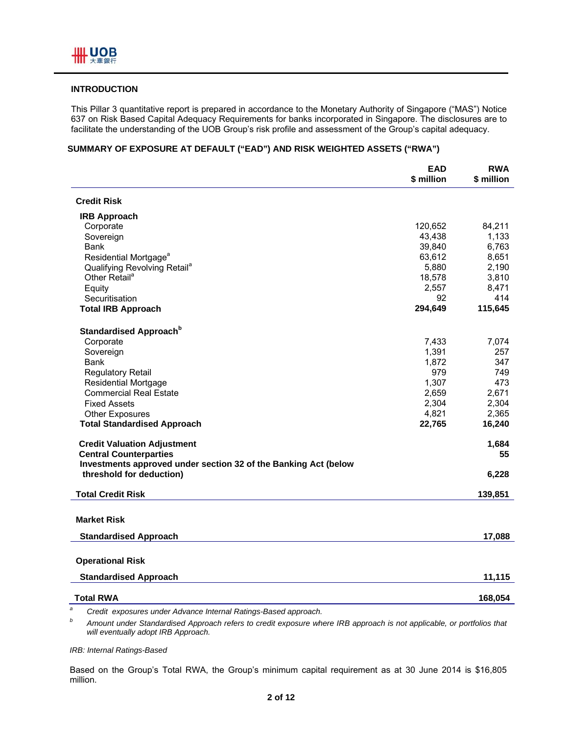## INTRODUCTION

This Pillar 3 quantitative report is prepared in accordance with the Monetary Authority of Singapore ("MAS") Notice 637 on Risk Based Capital Adequacy Requirements for banks incorporated in Singapore. The disclosures are to facilitate the understanding of the UOB Group's risk profile and assessment of the Group's capital adequacy.

## SUMMARY OF EXPOSURE AT DEFAULT ("EAD") AND RISK WEIGHTED ASSETS ("RWA")

| | EAD $ million | RWA $ million |
|---|---|---|
| **Credit Risk** | | |
| **IRB Approach** | | |
| Corporate | 120,652 | 84,211 |
| Sovereign | 43,438 | 1,133 |
| Bank | 39,840 | 6,763 |
| Residential Mortgage[a] | 63,612 | 8,651 |
| Qualifying Revolving Retail[a] | 5,880 | 2,190 |
| Other Retail[a] | 18,578 | 3,810 |
| Equity | 2,557 | 8,471 |
| Securitisation | 92 | 414 |
| **Total IRB Approach** | **294,649** | **115,645** |
| **Standardised Approach[b]** | | |
| Corporate | 7,433 | 7,074 |
| Sovereign | 1,391 | 257 |
| Bank | 1,872 | 347 |
| Regulatory Retail | 979 | 749 |
| Residential Mortgage | 1,307 | 473 |
| Commercial Real Estate | 2,659 | 2,671 |
| Fixed Assets | 2,304 | 2,304 |
| Other Exposures | 4,821 | 2,365 |
| **Total Standardised Approach** | **22,765** | **16,240** |
| **Credit Valuation Adjustment** | | **1,684** |
| **Central Counterparties** | | **55** |
| **Investments approved under section 32 of the Banking Act (below threshold for deduction)** | | **6,228** |
| **Total Credit Risk** | | **139,851** |
| **Market Risk** | | |
| **Standardised Approach** | | **17,088** |
| **Operational Risk** | | |
| **Standardised Approach** | | **11,115** |
| **Total RWA** | | **168,054** |

[a] *Credit exposures under Advance Internal Ratings-Based approach.*

[b] *Amount under Standardised Approach refers to credit exposure where IRB approach is not applicable, or portfolios that will eventually adopt IRB Approach.*

*IRB: Internal Ratings-Based*

Based on the Group's Total RWA, the Group's minimum capital requirement as at 30 June 2014 is $16,805 million.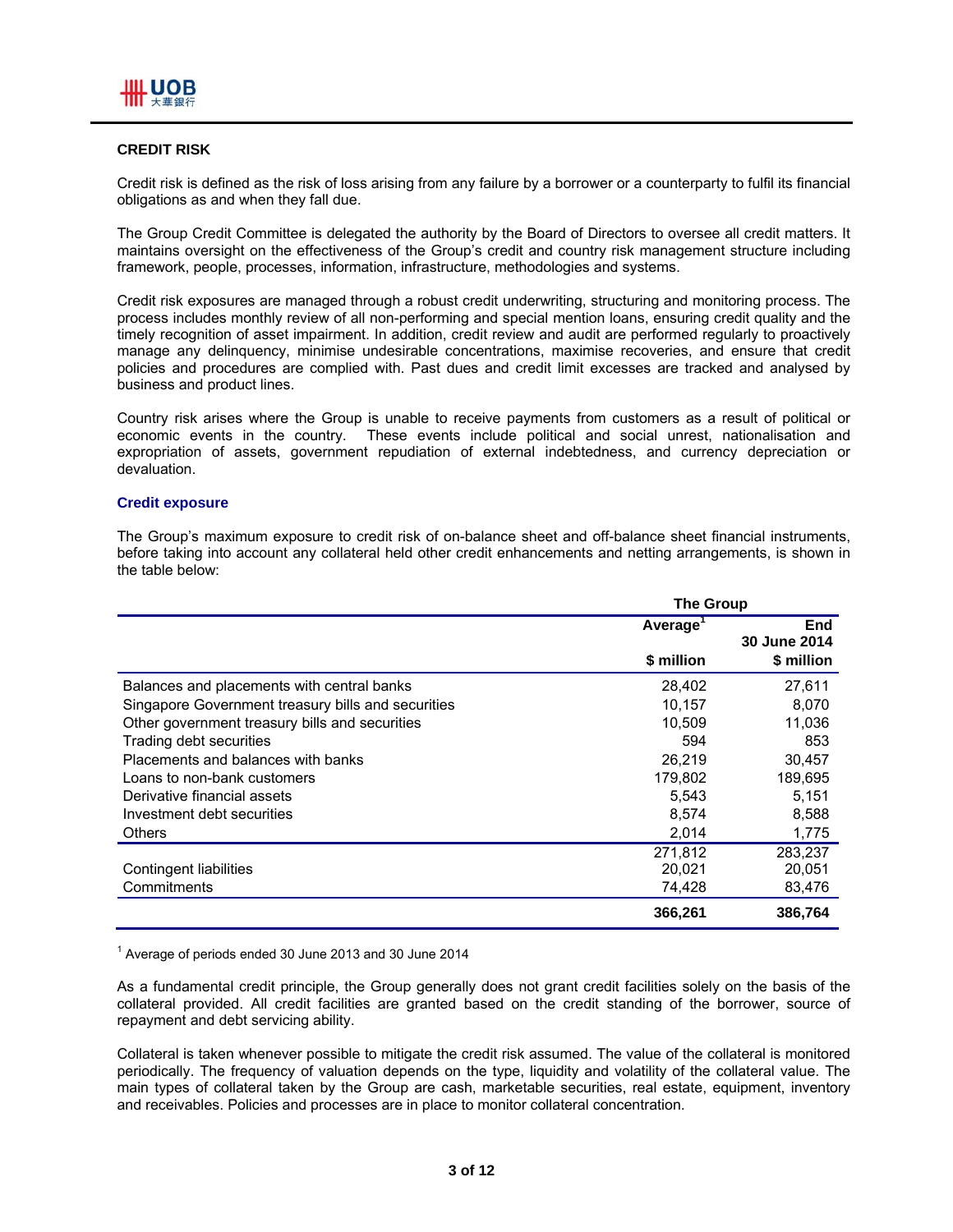## CREDIT RISK

Credit risk is defined as the risk of loss arising from any failure by a borrower or a counterparty to fulfil its financial obligations as and when they fall due.

The Group Credit Committee is delegated the authority by the Board of Directors to oversee all credit matters. It maintains oversight on the effectiveness of the Group's credit and country risk management structure including framework, people, processes, information, infrastructure, methodologies and systems.

Credit risk exposures are managed through a robust credit underwriting, structuring and monitoring process. The process includes monthly review of all non-performing and special mention loans, ensuring credit quality and the timely recognition of asset impairment. In addition, credit review and audit are performed regularly to proactively manage any delinquency, minimise undesirable concentrations, maximise recoveries, and ensure that credit policies and procedures are complied with. Past dues and credit limit excesses are tracked and analysed by business and product lines.

Country risk arises where the Group is unable to receive payments from customers as a result of political or economic events in the country. These events include political and social unrest, nationalisation and expropriation of assets, government repudiation of external indebtedness, and currency depreciation or devaluation.

### Credit exposure

The Group's maximum exposure to credit risk of on-balance sheet and off-balance sheet financial instruments, before taking into account any collateral held other credit enhancements and netting arrangements, is shown in the table below:

| | The Group | |
|---|---|---|
| | Average[1] | End 30 June 2014 |
| | $ million | $ million |
| Balances and placements with central banks | 28,402 | 27,611 |
| Singapore Government treasury bills and securities | 10,157 | 8,070 |
| Other government treasury bills and securities | 10,509 | 11,036 |
| Trading debt securities | 594 | 853 |
| Placements and balances with banks | 26,219 | 30,457 |
| Loans to non-bank customers | 179,802 | 189,695 |
| Derivative financial assets | 5,543 | 5,151 |
| Investment debt securities | 8,574 | 8,588 |
| Others | 2,014 | 1,775 |
| | 271,812 | 283,237 |
| Contingent liabilities | 20,021 | 20,051 |
| Commitments | 74,428 | 83,476 |
| | **366,261** | **386,764** |

[1] Average of periods ended 30 June 2013 and 30 June 2014

As a fundamental credit principle, the Group generally does not grant credit facilities solely on the basis of the collateral provided. All credit facilities are granted based on the credit standing of the borrower, source of repayment and debt servicing ability.

Collateral is taken whenever possible to mitigate the credit risk assumed. The value of the collateral is monitored periodically. The frequency of valuation depends on the type, liquidity and volatility of the collateral value. The main types of collateral taken by the Group are cash, marketable securities, real estate, equipment, inventory and receivables. Policies and processes are in place to monitor collateral concentration.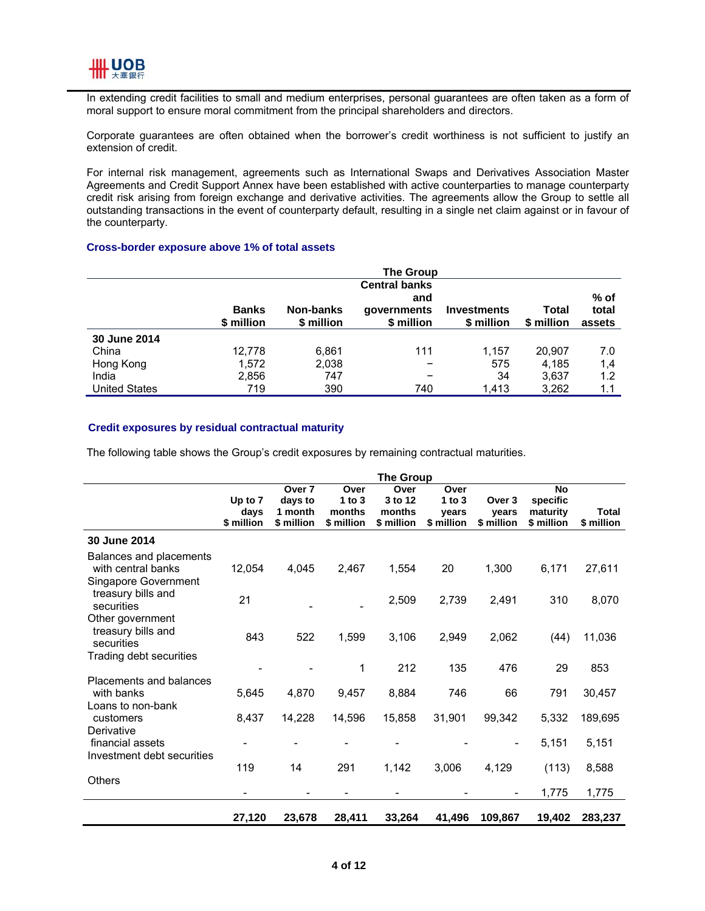In extending credit facilities to small and medium enterprises, personal guarantees are often taken as a form of moral support to ensure moral commitment from the principal shareholders and directors.

Corporate guarantees are often obtained when the borrower's credit worthiness is not sufficient to justify an extension of credit.

For internal risk management, agreements such as International Swaps and Derivatives Association Master Agreements and Credit Support Annex have been established with active counterparties to manage counterparty credit risk arising from foreign exchange and derivative activities. The agreements allow the Group to settle all outstanding transactions in the event of counterparty default, resulting in a single net claim against or in favour of the counterparty.

### Cross-border exposure above 1% of total assets

| | The Group | | | | | |
|---|---|---|---|---|---|---|
| | Banks $ million | Non-banks $ million | Central banks and governments $ million | Investments $ million | Total $ million | % of total assets |
| **30 June 2014** | | | | | | |
| China | 12,778 | 6,861 | 111 | 1,157 | 20,907 | 7.0 |
| Hong Kong | 1,572 | 2,038 | – | 575 | 4,185 | 1,4 |
| India | 2,856 | 747 | – | 34 | 3,637 | 1.2 |
| United States | 719 | 390 | 740 | 1,413 | 3,262 | 1.1 |

### Credit exposures by residual contractual maturity

The following table shows the Group's credit exposures by remaining contractual maturities.

| | The Group | | | | | | | |
|---|---|---|---|---|---|---|---|---|
| | Up to 7 days $ million | Over 7 days to 1 month $ million | Over 1 to 3 months $ million | Over 3 to 12 months $ million | Over 1 to 3 years $ million | Over 3 years $ million | No specific maturity $ million | Total $ million |
| **30 June 2014** | | | | | | | | |
| Balances and placements with central banks | 12,054 | 4,045 | 2,467 | 1,554 | 20 | 1,300 | 6,171 | 27,611 |
| Singapore Government treasury bills and securities | 21 | - | - | 2,509 | 2,739 | 2,491 | 310 | 8,070 |
| Other government treasury bills and securities | 843 | 522 | 1,599 | 3,106 | 2,949 | 2,062 | (44) | 11,036 |
| Trading debt securities | - | - | 1 | 212 | 135 | 476 | 29 | 853 |
| Placements and balances with banks | 5,645 | 4,870 | 9,457 | 8,884 | 746 | 66 | 791 | 30,457 |
| Loans to non-bank customers | 8,437 | 14,228 | 14,596 | 15,858 | 31,901 | 99,342 | 5,332 | 189,695 |
| Derivative financial assets | - | - | - | - | - | - | 5,151 | 5,151 |
| Investment debt securities | 119 | 14 | 291 | 1,142 | 3,006 | 4,129 | (113) | 8,588 |
| Others | - | - | - | - | - | - | 1,775 | 1,775 |
| | **27,120** | **23,678** | **28,411** | **33,264** | **41,496** | **109,867** | **19,402** | **283,237** |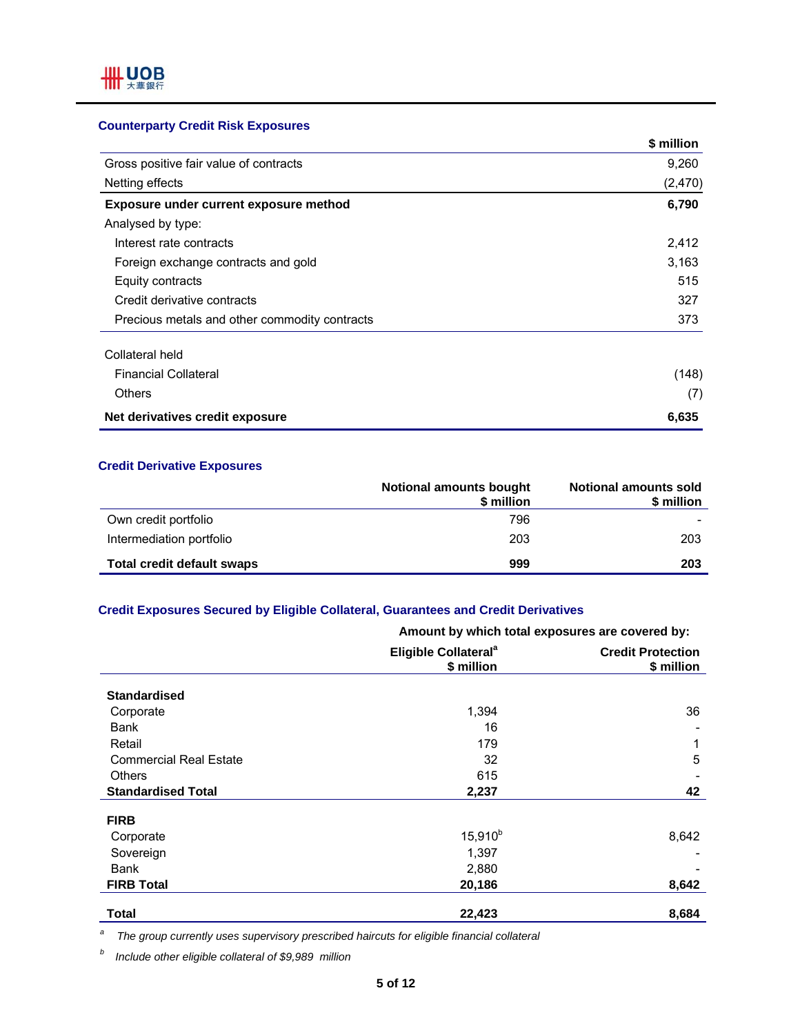### Counterparty Credit Risk Exposures

| | $ million |
|---|---|
| Gross positive fair value of contracts | 9,260 |
| Netting effects | (2,470) |
| **Exposure under current exposure method** | **6,790** |
| Analysed by type: | |
| Interest rate contracts | 2,412 |
| Foreign exchange contracts and gold | 3,163 |
| Equity contracts | 515 |
| Credit derivative contracts | 327 |
| Precious metals and other commodity contracts | 373 |
| | |
| Collateral held | |
| Financial Collateral | (148) |
| Others | (7) |
| **Net derivatives credit exposure** | **6,635** |

### Credit Derivative Exposures

| | Notional amounts bought $ million | Notional amounts sold $ million |
|---|---|---|
| Own credit portfolio | 796 | - |
| Intermediation portfolio | 203 | 203 |
| **Total credit default swaps** | **999** | **203** |

### Credit Exposures Secured by Eligible Collateral, Guarantees and Credit Derivatives

| | Amount by which total exposures are covered by: | |
|---|---|---|
| | Eligible Collateral[a] $ million | Credit Protection $ million |
| **Standardised** | | |
| Corporate | 1,394 | 36 |
| Bank | 16 | - |
| Retail | 179 | 1 |
| Commercial Real Estate | 32 | 5 |
| Others | 615 | - |
| **Standardised Total** | **2,237** | **42** |
| **FIRB** | | |
| Corporate | 15,910[b] | 8,642 |
| Sovereign | 1,397 | - |
| Bank | 2,880 | - |
| **FIRB Total** | **20,186** | **8,642** |
| **Total** | **22,423** | **8,684** |

[a] *The group currently uses supervisory prescribed haircuts for eligible financial collateral*

[b] *Include other eligible collateral of $9,989 million*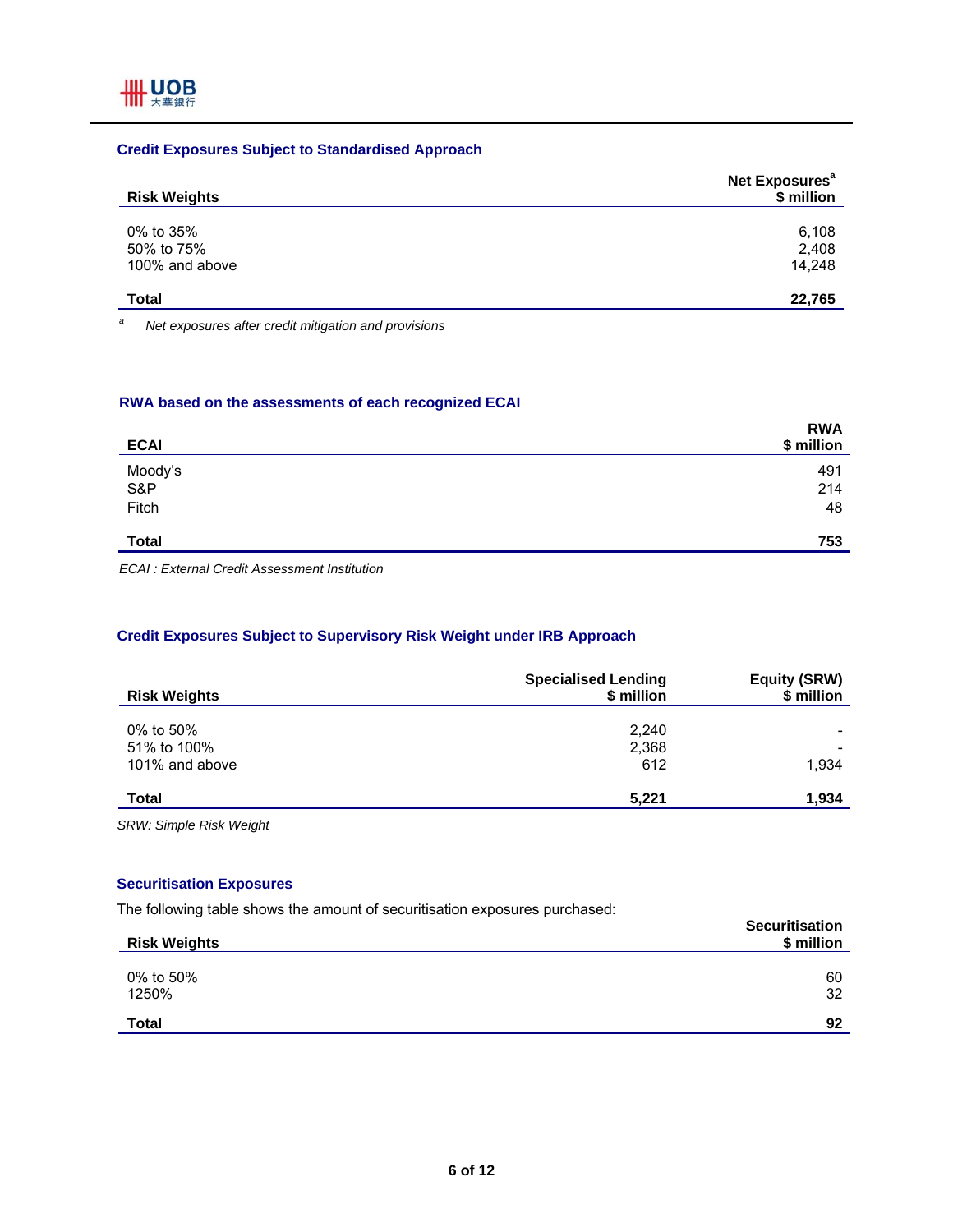### Credit Exposures Subject to Standardised Approach

| Risk Weights | Net Exposures[a] $ million |
|---|---|
| 0% to 35% | 6,108 |
| 50% to 75% | 2,408 |
| 100% and above | 14,248 |
| **Total** | **22,765** |

[a] *Net exposures after credit mitigation and provisions*

### RWA based on the assessments of each recognized ECAI

| ECAI | RWA $ million |
|---|---|
| Moody's | 491 |
| S&P | 214 |
| Fitch | 48 |
| **Total** | **753** |

*ECAI : External Credit Assessment Institution*

### Credit Exposures Subject to Supervisory Risk Weight under IRB Approach

| Risk Weights | Specialised Lending $ million | Equity (SRW) $ million |
|---|---|---|
| 0% to 50% | 2,240 | - |
| 51% to 100% | 2,368 | - |
| 101% and above | 612 | 1,934 |
| **Total** | **5,221** | **1,934** |

*SRW: Simple Risk Weight*

### Securitisation Exposures

The following table shows the amount of securitisation exposures purchased:

| Risk Weights | Securitisation $ million |
|---|---|
| 0% to 50% | 60 |
| 1250% | 32 |
| **Total** | **92** |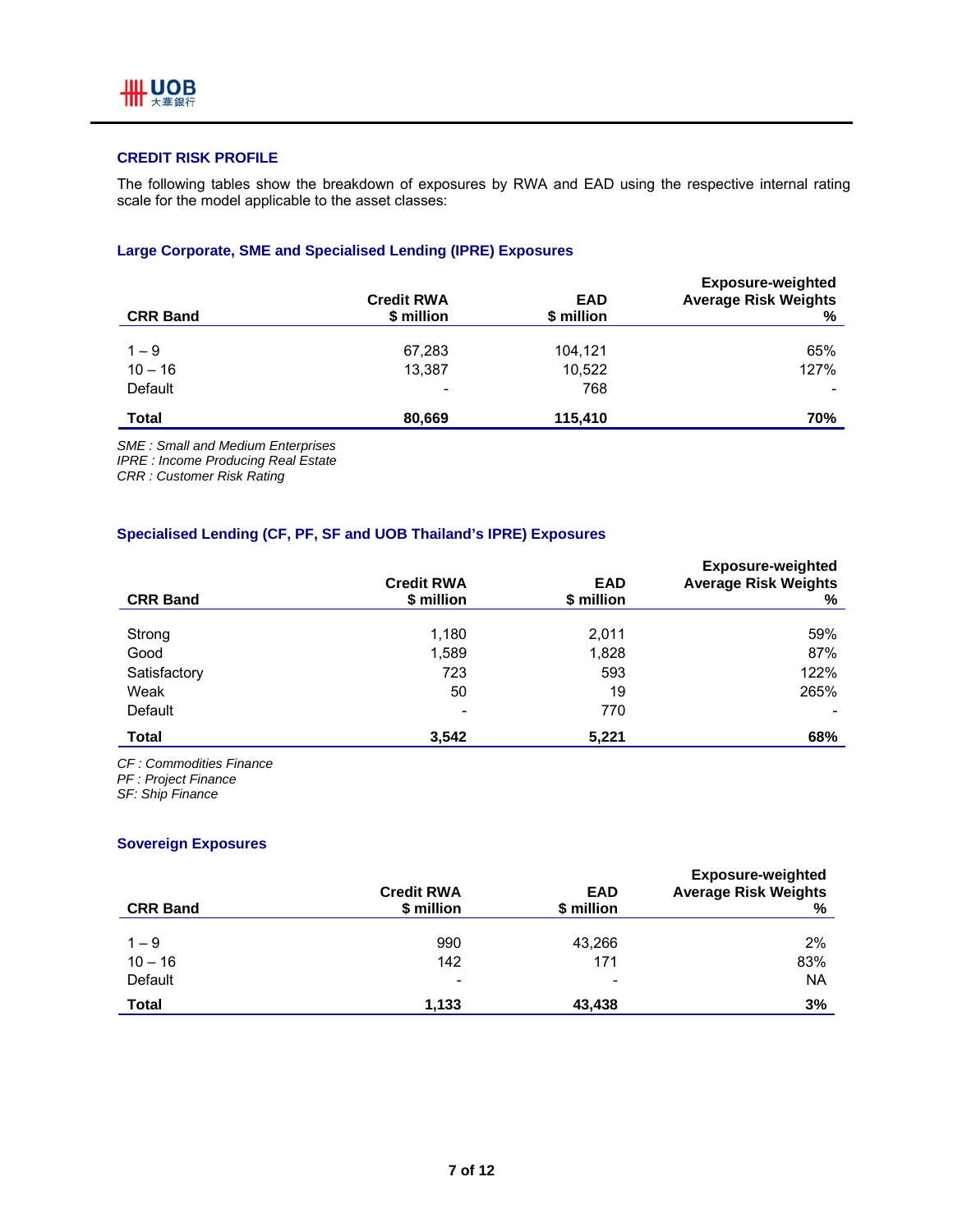## CREDIT RISK PROFILE

The following tables show the breakdown of exposures by RWA and EAD using the respective internal rating scale for the model applicable to the asset classes:

### Large Corporate, SME and Specialised Lending (IPRE) Exposures

| CRR Band | Credit RWA $ million | EAD $ million | Exposure-weighted Average Risk Weights % |
|---|---|---|---|
| 1 – 9 | 67,283 | 104,121 | 65% |
| 10 – 16 | 13,387 | 10,522 | 127% |
| Default | - | 768 | - |
| **Total** | **80,669** | **115,410** | **70%** |

*SME : Small and Medium Enterprises*
*IPRE : Income Producing Real Estate*
*CRR : Customer Risk Rating*

### Specialised Lending (CF, PF, SF and UOB Thailand's IPRE) Exposures

| CRR Band | Credit RWA $ million | EAD $ million | Exposure-weighted Average Risk Weights % |
|---|---|---|---|
| Strong | 1,180 | 2,011 | 59% |
| Good | 1,589 | 1,828 | 87% |
| Satisfactory | 723 | 593 | 122% |
| Weak | 50 | 19 | 265% |
| Default | - | 770 | - |
| **Total** | **3,542** | **5,221** | **68%** |

*CF : Commodities Finance*
*PF : Project Finance*
*SF: Ship Finance*

### Sovereign Exposures

| CRR Band | Credit RWA $ million | EAD $ million | Exposure-weighted Average Risk Weights % |
|---|---|---|---|
| 1 – 9 | 990 | 43,266 | 2% |
| 10 – 16 | 142 | 171 | 83% |
| Default | - | - | NA |
| **Total** | **1,133** | **43,438** | **3%** |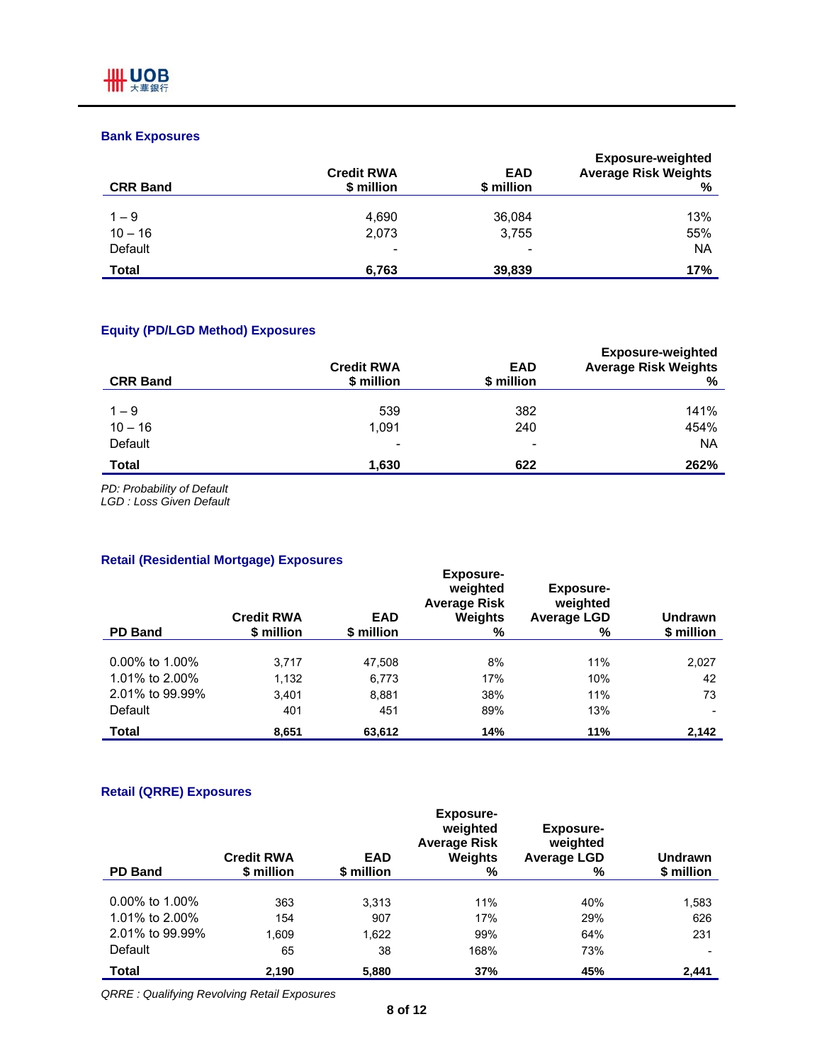### Bank Exposures

| CRR Band | Credit RWA $ million | EAD $ million | Exposure-weighted Average Risk Weights % |
|---|---|---|---|
| 1 – 9 | 4,690 | 36,084 | 13% |
| 10 – 16 | 2,073 | 3,755 | 55% |
| Default | - | - | NA |
| **Total** | **6,763** | **39,839** | **17%** |

### Equity (PD/LGD Method) Exposures

| CRR Band | Credit RWA $ million | EAD $ million | Exposure-weighted Average Risk Weights % |
|---|---|---|---|
| 1 – 9 | 539 | 382 | 141% |
| 10 – 16 | 1,091 | 240 | 454% |
| Default | - | - | NA |
| **Total** | **1,630** | **622** | **262%** |

*PD: Probability of Default*
*LGD : Loss Given Default*

### Retail (Residential Mortgage) Exposures

| PD Band | Credit RWA $ million | EAD $ million | Exposure-weighted Average Risk Weights % | Exposure-weighted Average LGD % | Undrawn $ million |
|---|---|---|---|---|---|
| 0.00% to 1.00% | 3,717 | 47,508 | 8% | 11% | 2,027 |
| 1.01% to 2.00% | 1,132 | 6,773 | 17% | 10% | 42 |
| 2.01% to 99.99% | 3,401 | 8,881 | 38% | 11% | 73 |
| Default | 401 | 451 | 89% | 13% | - |
| **Total** | **8,651** | **63,612** | **14%** | **11%** | **2,142** |

### Retail (QRRE) Exposures

| PD Band | Credit RWA $ million | EAD $ million | Exposure-weighted Average Risk Weights % | Exposure-weighted Average LGD % | Undrawn $ million |
|---|---|---|---|---|---|
| 0.00% to 1.00% | 363 | 3,313 | 11% | 40% | 1,583 |
| 1.01% to 2.00% | 154 | 907 | 17% | 29% | 626 |
| 2.01% to 99.99% | 1,609 | 1,622 | 99% | 64% | 231 |
| Default | 65 | 38 | 168% | 73% | - |
| **Total** | **2,190** | **5,880** | **37%** | **45%** | **2,441** |

*QRRE : Qualifying Revolving Retail Exposures*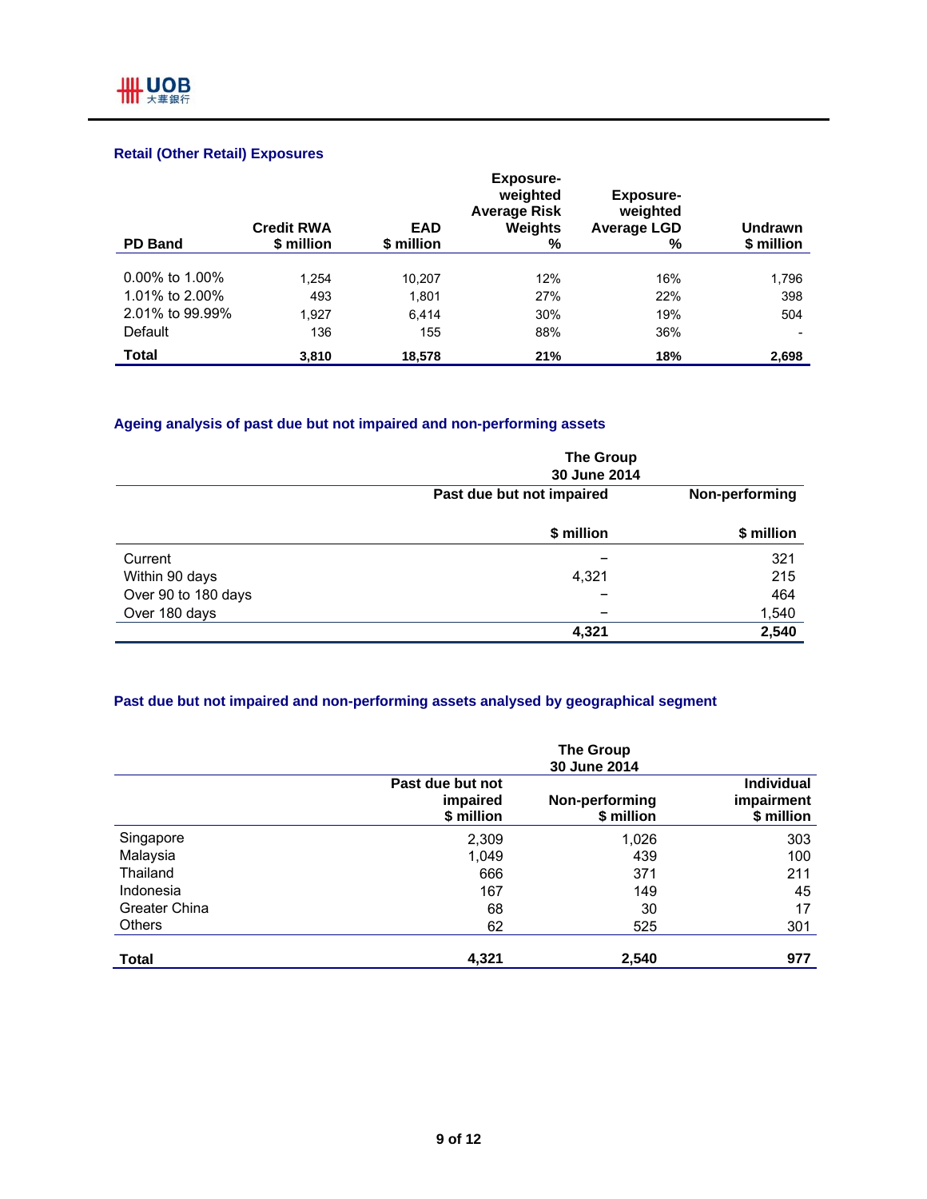### Retail (Other Retail) Exposures

| PD Band | Credit RWA $ million | EAD $ million | Exposure-weighted Average Risk Weights % | Exposure-weighted Average LGD % | Undrawn $ million |
|---|---|---|---|---|---|
| 0.00% to 1.00% | 1,254 | 10,207 | 12% | 16% | 1,796 |
| 1.01% to 2.00% | 493 | 1,801 | 27% | 22% | 398 |
| 2.01% to 99.99% | 1,927 | 6,414 | 30% | 19% | 504 |
| Default | 136 | 155 | 88% | 36% | - |
| **Total** | **3,810** | **18,578** | **21%** | **18%** | **2,698** |

### Ageing analysis of past due but not impaired and non-performing assets

| | The Group 30 June 2014 | |
|---|---|---|
| | Past due but not impaired | Non-performing |
| | $ million | $ million |
| Current | – | 321 |
| Within 90 days | 4,321 | 215 |
| Over 90 to 180 days | – | 464 |
| Over 180 days | – | 1,540 |
| | **4,321** | **2,540** |

### Past due but not impaired and non-performing assets analysed by geographical segment

| | The Group 30 June 2014 | | |
|---|---|---|---|
| | Past due but not impaired $ million | Non-performing $ million | Individual impairment $ million |
| Singapore | 2,309 | 1,026 | 303 |
| Malaysia | 1,049 | 439 | 100 |
| Thailand | 666 | 371 | 211 |
| Indonesia | 167 | 149 | 45 |
| Greater China | 68 | 30 | 17 |
| Others | 62 | 525 | 301 |
| **Total** | **4,321** | **2,540** | **977** |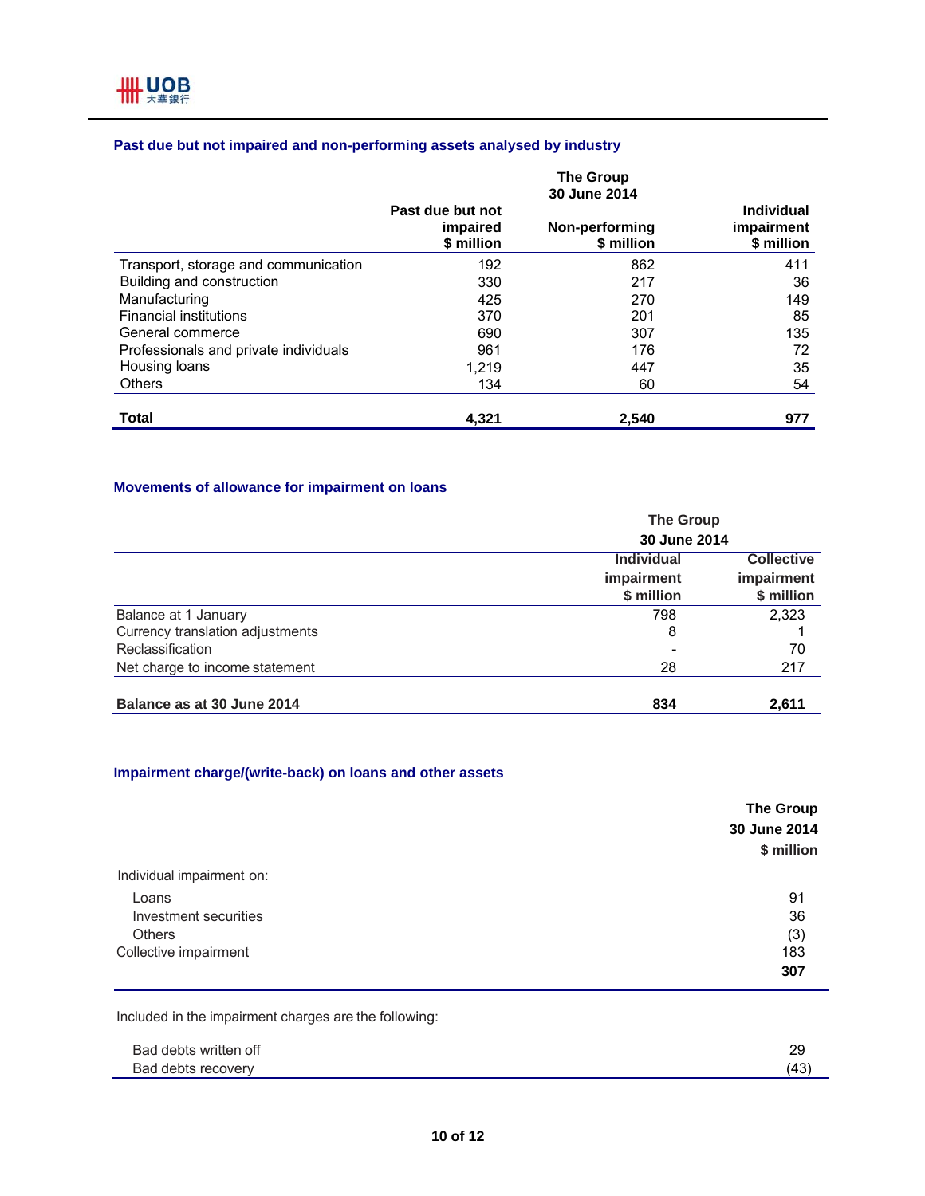### Past due but not impaired and non-performing assets analysed by industry

| | The Group 30 June 2014 | | |
|---|---|---|---|
| | Past due but not impaired $ million | Non-performing $ million | Individual impairment $ million |
| Transport, storage and communication | 192 | 862 | 411 |
| Building and construction | 330 | 217 | 36 |
| Manufacturing | 425 | 270 | 149 |
| Financial institutions | 370 | 201 | 85 |
| General commerce | 690 | 307 | 135 |
| Professionals and private individuals | 961 | 176 | 72 |
| Housing loans | 1,219 | 447 | 35 |
| Others | 134 | 60 | 54 |
| **Total** | **4,321** | **2,540** | **977** |

### Movements of allowance for impairment on loans

| | The Group 30 June 2014 | |
|---|---|---|
| | Individual impairment $ million | Collective impairment $ million |
| Balance at 1 January | 798 | 2,323 |
| Currency translation adjustments | 8 | 1 |
| Reclassification | - | 70 |
| Net charge to income statement | 28 | 217 |
| **Balance as at 30 June 2014** | **834** | **2,611** |

### Impairment charge/(write-back) on loans and other assets

| | The Group 30 June 2014 $ million |
|---|---|
| Individual impairment on: | |
| Loans | 91 |
| Investment securities | 36 |
| Others | (3) |
| Collective impairment | 183 |
| | **307** |

Included in the impairment charges are the following:

| | |
|---|---|
| Bad debts written off | 29 |
| Bad debts recovery | (43) |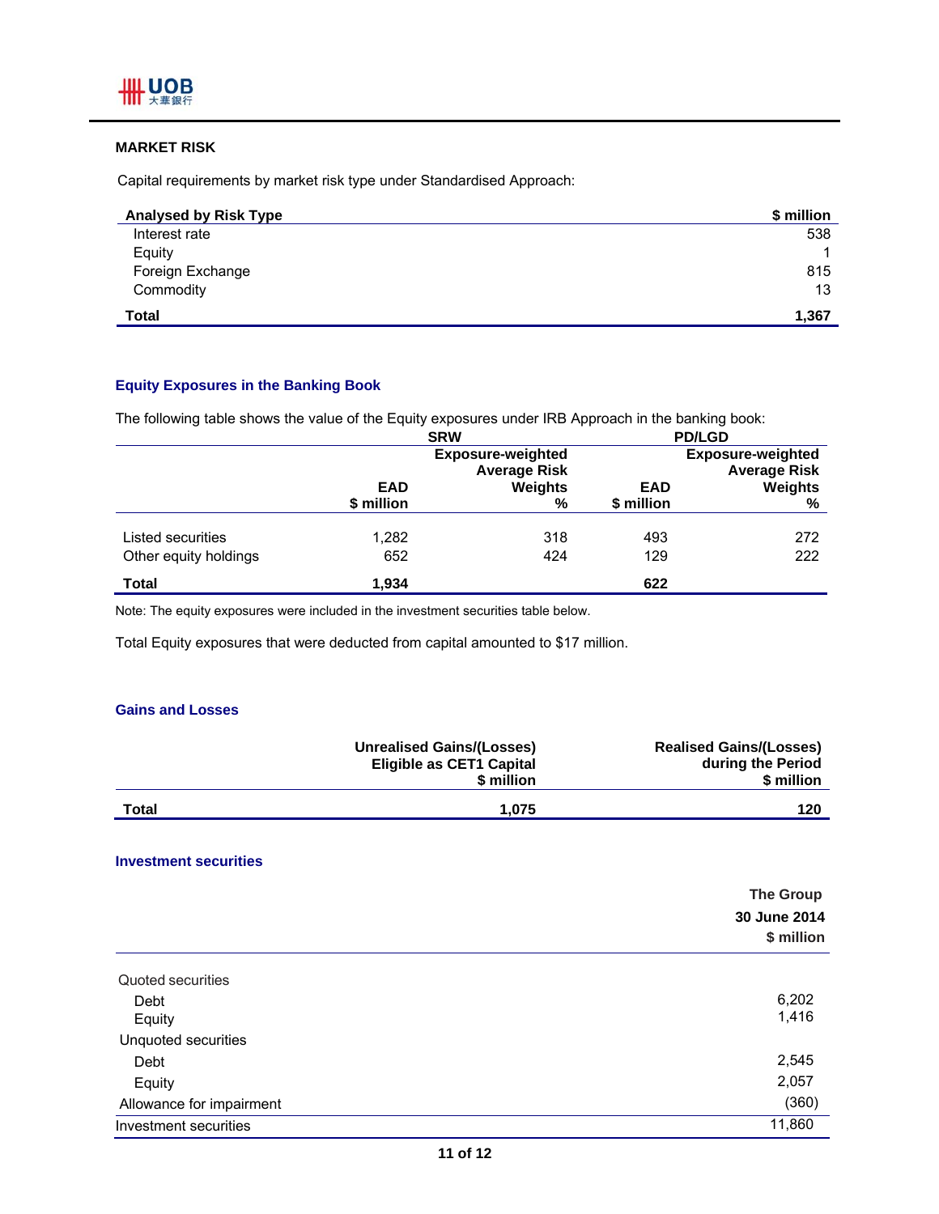## MARKET RISK

Capital requirements by market risk type under Standardised Approach:

| Analysed by Risk Type | $ million |
|---|---|
| Interest rate | 538 |
| Equity | 1 |
| Foreign Exchange | 815 |
| Commodity | 13 |
| **Total** | **1,367** |

### Equity Exposures in the Banking Book

The following table shows the value of the Equity exposures under IRB Approach in the banking book:

| | SRW | | PD/LGD | |
|---|---|---|---|---|
| | EAD $ million | Exposure-weighted Average Risk Weights % | EAD $ million | Exposure-weighted Average Risk Weights % |
| Listed securities | 1,282 | 318 | 493 | 272 |
| Other equity holdings | 652 | 424 | 129 | 222 |
| **Total** | **1,934** | | **622** | |

Note: The equity exposures were included in the investment securities table below.

Total Equity exposures that were deducted from capital amounted to $17 million.

### Gains and Losses

| | Unrealised Gains/(Losses) Eligible as CET1 Capital $ million | Realised Gains/(Losses) during the Period $ million |
|---|---|---|
| **Total** | **1,075** | **120** |

### Investment securities

| | The Group 30 June 2014 $ million |
|---|---|
| Quoted securities | |
| Debt | 6,202 |
| Equity | 1,416 |
| Unquoted securities | |
| Debt | 2,545 |
| Equity | 2,057 |
| Allowance for impairment | (360) |
| Investment securities | 11,860 |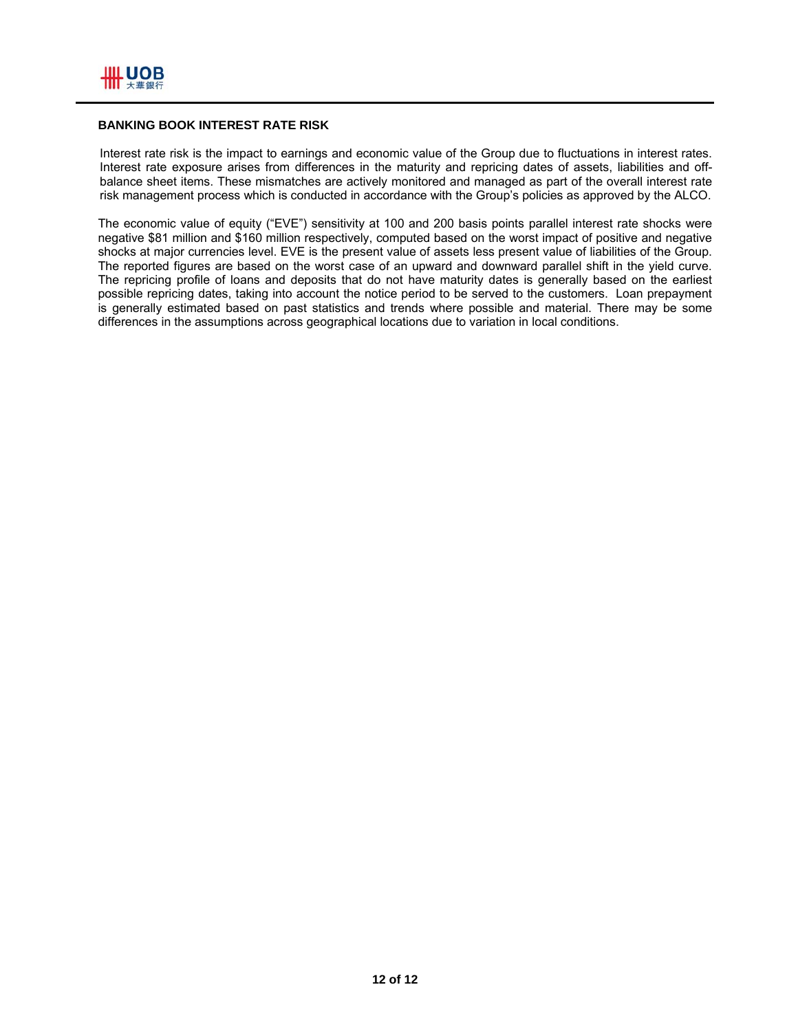## BANKING BOOK INTEREST RATE RISK

Interest rate risk is the impact to earnings and economic value of the Group due to fluctuations in interest rates. Interest rate exposure arises from differences in the maturity and repricing dates of assets, liabilities and off-balance sheet items. These mismatches are actively monitored and managed as part of the overall interest rate risk management process which is conducted in accordance with the Group's policies as approved by the ALCO.

The economic value of equity ("EVE") sensitivity at 100 and 200 basis points parallel interest rate shocks were negative $81 million and $160 million respectively, computed based on the worst impact of positive and negative shocks at major currencies level. EVE is the present value of assets less present value of liabilities of the Group. The reported figures are based on the worst case of an upward and downward parallel shift in the yield curve. The repricing profile of loans and deposits that do not have maturity dates is generally based on the earliest possible repricing dates, taking into account the notice period to be served to the customers. Loan prepayment is generally estimated based on past statistics and trends where possible and material. There may be some differences in the assumptions across geographical locations due to variation in local conditions.